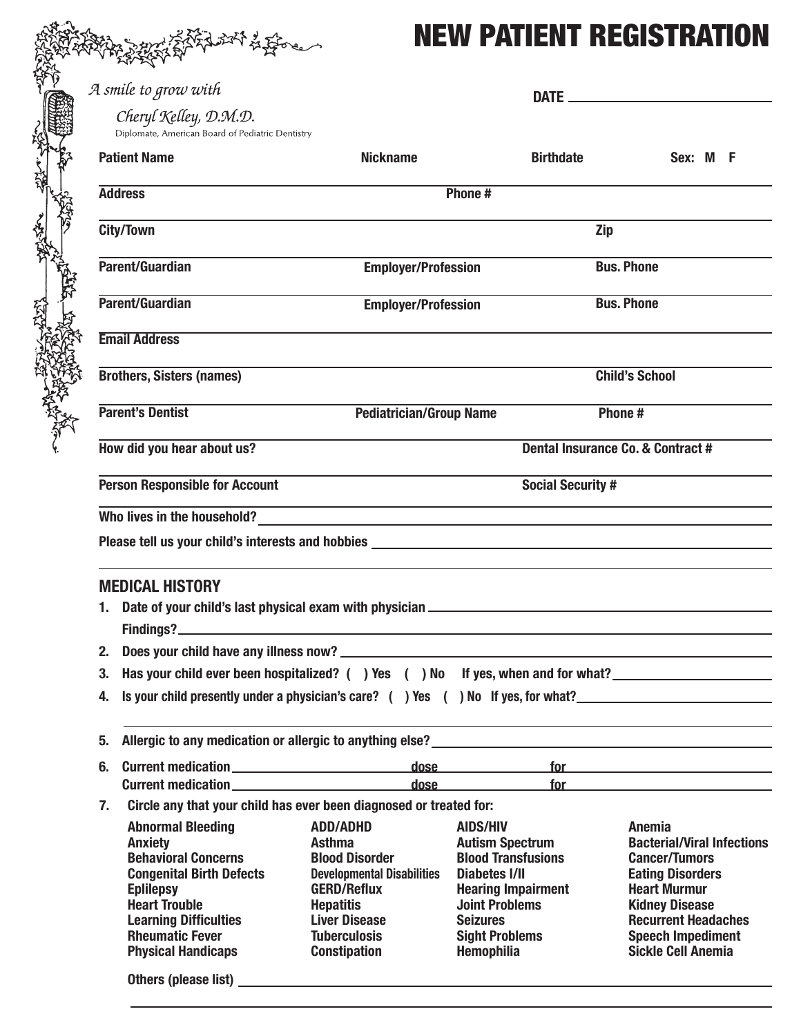# NEW PATIENT REGISTRATION

*A smile to grow with*

*Cheryl Kelley, D.M.D.*

Diplomate, American Board of Pediatric Dentistry

**DATE** ______________________

**Patient Name** ______ **Nickname** ______ **Birthdate** ______ **Sex: M F**

**Address** ______ **Phone #** ______

**City/Town** ______ **Zip** ______

**Parent/Guardian** ______ **Employer/Profession** ______ **Bus. Phone** ______

**Parent/Guardian** ______ **Employer/Profession** ______ **Bus. Phone** ______

**Email Address** ______

**Brothers, Sisters (names)** ______ **Child's School** ______

**Parent's Dentist** ______ **Pediatrician/Group Name** ______ **Phone #** ______

**How did you hear about us?** ______ **Dental Insurance Co. & Contract #** ______

**Person Responsible for Account** ______ **Social Security #** ______

**Who lives in the household?** ______

**Please tell us your child's interests and hobbies** ______

## MEDICAL HISTORY

1. Date of your child's last physical exam with physician ______
   Findings? ______
2. Does your child have any illness now? ______
3. Has your child ever been hospitalized? ( ) Yes ( ) No If yes, when and for what? ______
4. Is your child presently under a physician's care? ( ) Yes ( ) No If yes, for what? ______
5. Allergic to any medication or allergic to anything else? ______
6. Current medication ______ dose ______ for ______
   Current medication ______ dose ______ for ______
7. Circle any that your child has ever been diagnosed or treated for:

| | | | |
|---|---|---|---|
| Abnormal Bleeding | ADD/ADHD | AIDS/HIV | Anemia |
| Anxiety | Asthma | Autism Spectrum | Bacterial/Viral Infections |
| Behavioral Concerns | Blood Disorder | Blood Transfusions | Cancer/Tumors |
| Congenital Birth Defects | Developmental Disabilities | Diabetes I/II | Eating Disorders |
| Eplilepsy | GERD/Reflux | Hearing Impairment | Heart Murmur |
| Heart Trouble | Hepatitis | Joint Problems | Kidney Disease |
| Learning Difficulties | Liver Disease | Seizures | Recurrent Headaches |
| Rheumatic Fever | Tuberculosis | Sight Problems | Speech Impediment |
| Physical Handicaps | Constipation | Hemophilia | Sickle Cell Anemia |

Others (please list) ______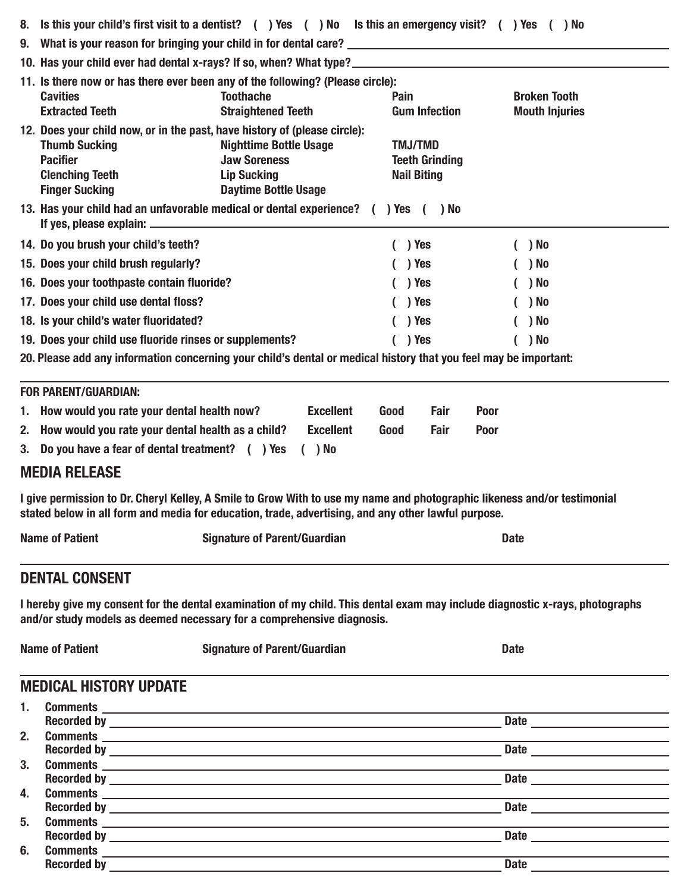8. Is this your child's first visit to a dentist? ( ) Yes ( ) No  Is this an emergency visit? ( ) Yes ( ) No

9. What is your reason for bringing your child in for dental care? ______________________________

10. Has your child ever had dental x-rays? If so, when? What type? ______________________________

11. Is there now or has there ever been any of the following? (Please circle):

| | | | |
|---|---|---|---|
| Cavities | Toothache | Pain | Broken Tooth |
| Extracted Teeth | Straightened Teeth | Gum Infection | Mouth Injuries |

12. Does your child now, or in the past, have history of (please circle):

| | | |
|---|---|---|
| Thumb Sucking | Nighttime Bottle Usage | TMJ/TMD |
| Pacifier | Jaw Soreness | Teeth Grinding |
| Clenching Teeth | Lip Sucking | Nail Biting |
| Finger Sucking | Daytime Bottle Usage | |

13. Has your child had an unfavorable medical or dental experience? ( ) Yes ( ) No
    If yes, please explain: ______________________________

| | | |
|---|---|---|
| 14. Do you brush your child's teeth? | ( ) Yes | ( ) No |
| 15. Does your child brush regularly? | ( ) Yes | ( ) No |
| 16. Does your toothpaste contain fluoride? | ( ) Yes | ( ) No |
| 17. Does your child use dental floss? | ( ) Yes | ( ) No |
| 18. Is your child's water fluoridated? | ( ) Yes | ( ) No |
| 19. Does your child use fluoride rinses or supplements? | ( ) Yes | ( ) No |

20. Please add any information concerning your child's dental or medical history that you feel may be important:

______________________________

**FOR PARENT/GUARDIAN:**

| | | | | |
|---|---|---|---|---|
| 1. How would you rate your dental health now? | Excellent | Good | Fair | Poor |
| 2. How would you rate your dental health as a child? | Excellent | Good | Fair | Poor |

3. Do you have a fear of dental treatment? ( ) Yes ( ) No

## MEDIA RELEASE

I give permission to Dr. Cheryl Kelley, A Smile to Grow With to use my name and photographic likeness and/or testimonial stated below in all form and media for education, trade, advertising, and any other lawful purpose.

Name of Patient    Signature of Parent/Guardian    Date

## DENTAL CONSENT

I hereby give my consent for the dental examination of my child. This dental exam may include diagnostic x-rays, photographs and/or study models as deemed necessary for a comprehensive diagnosis.

Name of Patient    Signature of Parent/Guardian    Date

## MEDICAL HISTORY UPDATE

1. Comments ______________________________
   Recorded by ______________________________ Date ____________
2. Comments ______________________________
   Recorded by ______________________________ Date ____________
3. Comments ______________________________
   Recorded by ______________________________ Date ____________
4. Comments ______________________________
   Recorded by ______________________________ Date ____________
5. Comments ______________________________
   Recorded by ______________________________ Date ____________
6. Comments ______________________________
   Recorded by ______________________________ Date ____________